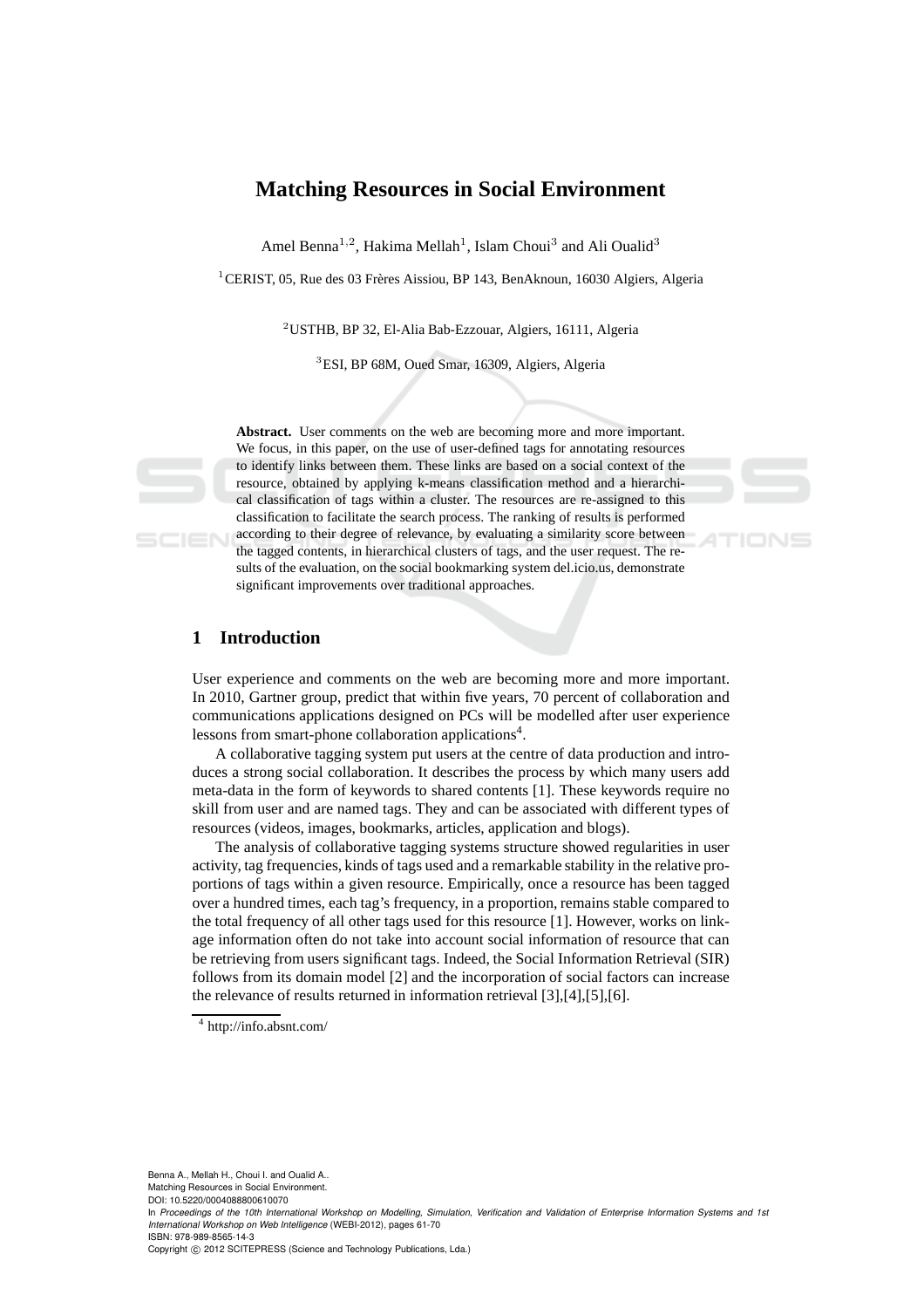# Matching Resources in Social Environment

Amel Benna[1,2], Hakima Mellah[1], Islam Choui[3] and Ali Oualid[3]

[1]CERIST, 05, Rue des 03 Frères Aissiou, BP 143, BenAknoun, 16030 Algiers, Algeria

[2]USTHB, BP 32, El-Alia Bab-Ezzouar, Algiers, 16111, Algeria

[3]ESI, BP 68M, Oued Smar, 16309, Algiers, Algeria

**Abstract.** User comments on the web are becoming more and more important. We focus, in this paper, on the use of user-defined tags for annotating resources to identify links between them. These links are based on a social context of the resource, obtained by applying k-means classification method and a hierarchical classification of tags within a cluster. The resources are re-assigned to this classification to facilitate the search process. The ranking of results is performed according to their degree of relevance, by evaluating a similarity score between the tagged contents, in hierarchical clusters of tags, and the user request. The results of the evaluation, on the social bookmarking system del.icio.us, demonstrate significant improvements over traditional approaches.

## 1 Introduction

User experience and comments on the web are becoming more and more important. In 2010, Gartner group, predict that within five years, 70 percent of collaboration and communications applications designed on PCs will be modelled after user experience lessons from smart-phone collaboration applications[4].

A collaborative tagging system put users at the centre of data production and introduces a strong social collaboration. It describes the process by which many users add meta-data in the form of keywords to shared contents [1]. These keywords require no skill from user and are named tags. They and can be associated with different types of resources (videos, images, bookmarks, articles, application and blogs).

The analysis of collaborative tagging systems structure showed regularities in user activity, tag frequencies, kinds of tags used and a remarkable stability in the relative proportions of tags within a given resource. Empirically, once a resource has been tagged over a hundred times, each tag's frequency, in a proportion, remains stable compared to the total frequency of all other tags used for this resource [1]. However, works on linkage information often do not take into account social information of resource that can be retrieving from users significant tags. Indeed, the Social Information Retrieval (SIR) follows from its domain model [2] and the incorporation of social factors can increase the relevance of results returned in information retrieval [3],[4],[5],[6].

[4] http://info.absnt.com/

Benna A., Mellah H., Choui I. and Oualid A..
Matching Resources in Social Environment.
DOI: 10.5220/0004088800610070
In *Proceedings of the 10th International Workshop on Modelling, Simulation, Verification and Validation of Enterprise Information Systems and 1st International Workshop on Web Intelligence* (WEBI-2012), pages 61-70
ISBN: 978-989-8565-14-3
Copyright © 2012 SCITEPRESS (Science and Technology Publications, Lda.)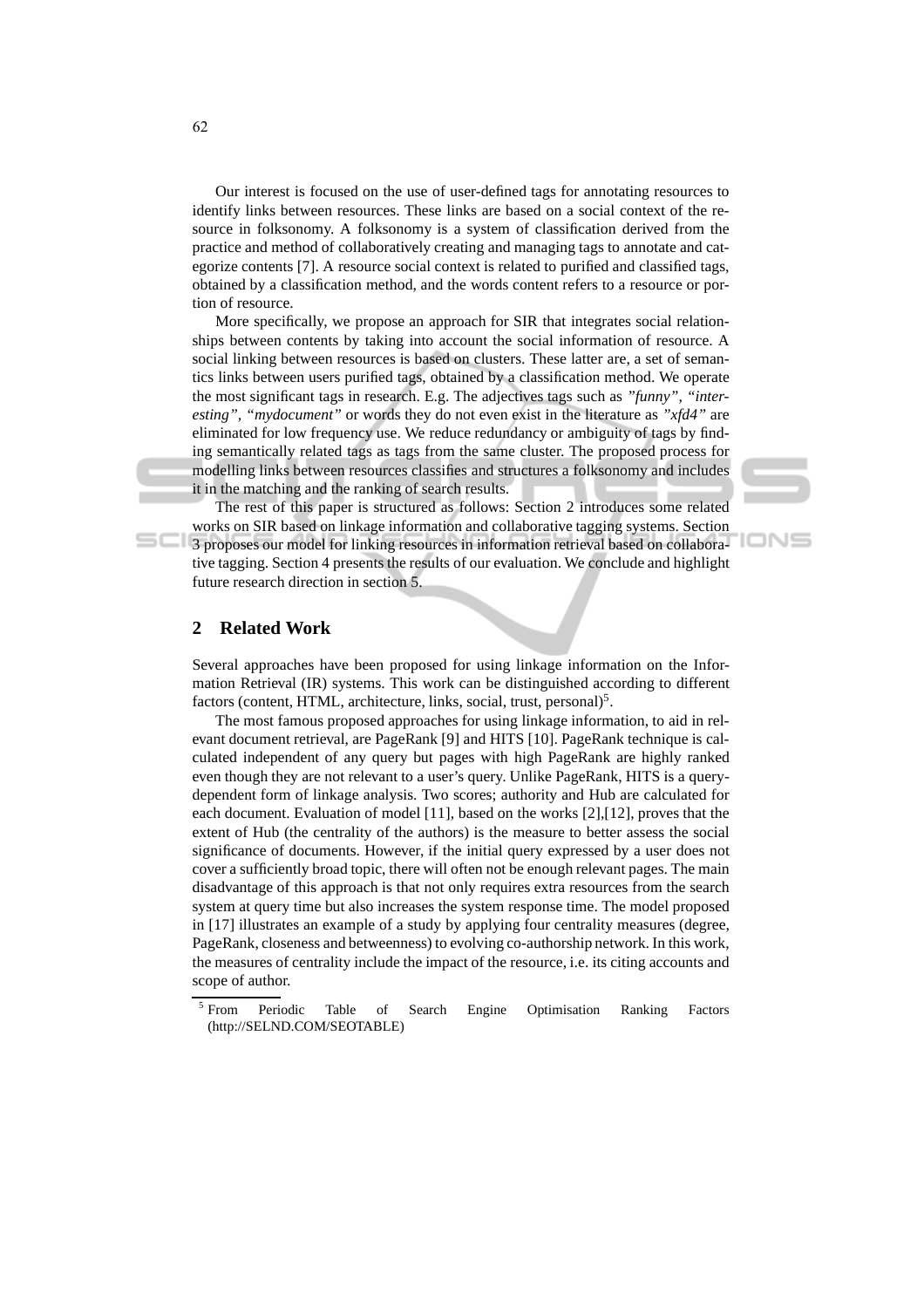Our interest is focused on the use of user-defined tags for annotating resources to identify links between resources. These links are based on a social context of the resource in folksonomy. A folksonomy is a system of classification derived from the practice and method of collaboratively creating and managing tags to annotate and categorize contents [7]. A resource social context is related to purified and classified tags, obtained by a classification method, and the words content refers to a resource or portion of resource.

More specifically, we propose an approach for SIR that integrates social relationships between contents by taking into account the social information of resource. A social linking between resources is based on clusters. These latter are, a set of semantics links between users purified tags, obtained by a classification method. We operate the most significant tags in research. E.g. The adjectives tags such as *"funny", "interesting", "mydocument"* or words they do not even exist in the literature as *"xfd4"* are eliminated for low frequency use. We reduce redundancy or ambiguity of tags by finding semantically related tags as tags from the same cluster. The proposed process for modelling links between resources classifies and structures a folksonomy and includes it in the matching and the ranking of search results.

The rest of this paper is structured as follows: Section 2 introduces some related works on SIR based on linkage information and collaborative tagging systems. Section 3 proposes our model for linking resources in information retrieval based on collaborative tagging. Section 4 presents the results of our evaluation. We conclude and highlight future research direction in section 5.

## 2 Related Work

Several approaches have been proposed for using linkage information on the Information Retrieval (IR) systems. This work can be distinguished according to different factors (content, HTML, architecture, links, social, trust, personal)[5].

The most famous proposed approaches for using linkage information, to aid in relevant document retrieval, are PageRank [9] and HITS [10]. PageRank technique is calculated independent of any query but pages with high PageRank are highly ranked even though they are not relevant to a user's query. Unlike PageRank, HITS is a query-dependent form of linkage analysis. Two scores; authority and Hub are calculated for each document. Evaluation of model [11], based on the works [2],[12], proves that the extent of Hub (the centrality of the authors) is the measure to better assess the social significance of documents. However, if the initial query expressed by a user does not cover a sufficiently broad topic, there will often not be enough relevant pages. The main disadvantage of this approach is that not only requires extra resources from the search system at query time but also increases the system response time. The model proposed in [17] illustrates an example of a study by applying four centrality measures (degree, PageRank, closeness and betweenness) to evolving co-authorship network. In this work, the measures of centrality include the impact of the resource, i.e. its citing accounts and scope of author.

[5] From Periodic Table of Search Engine Optimisation Ranking Factors (http://SELND.COM/SEOTABLE)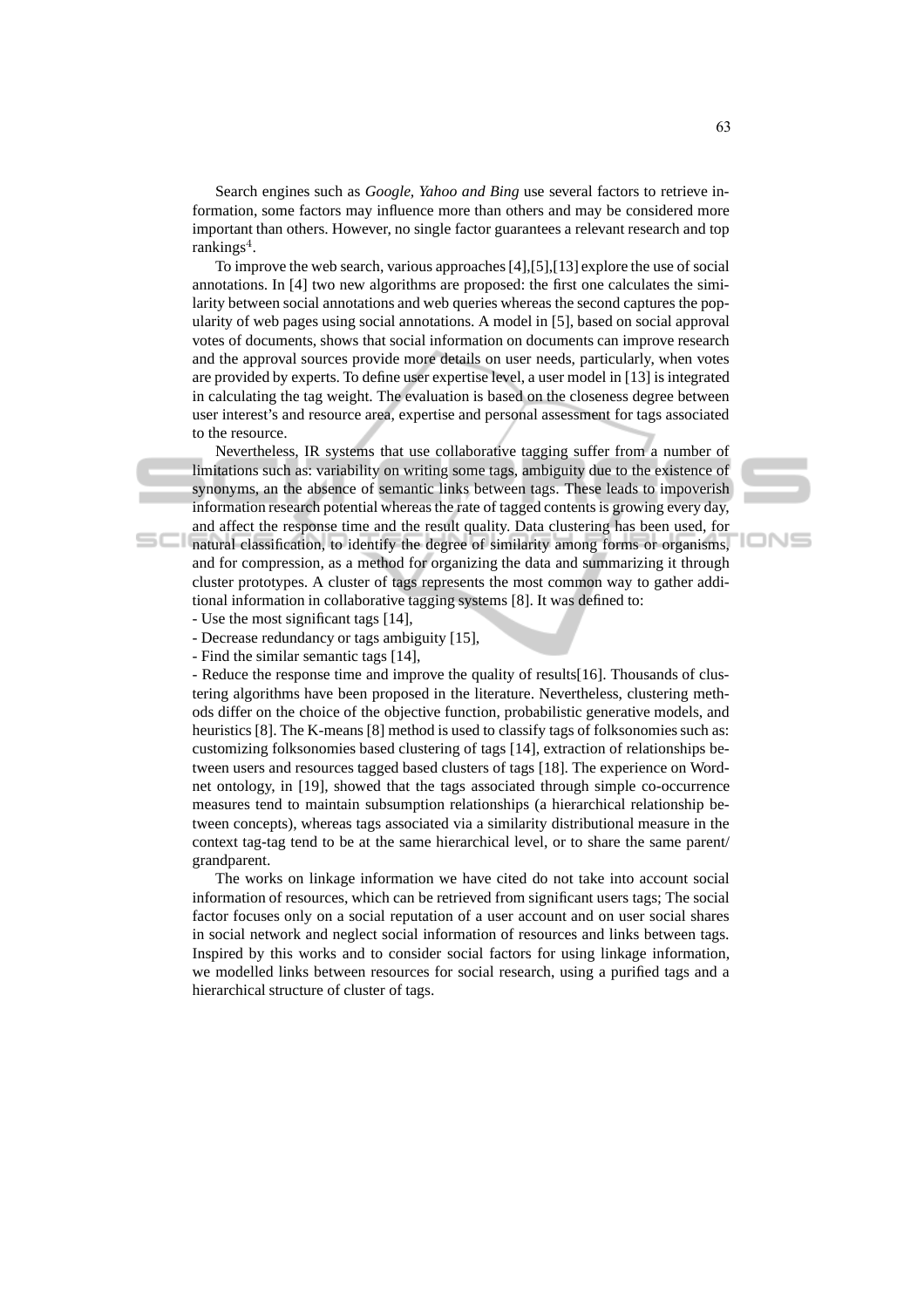Search engines such as *Google, Yahoo and Bing* use several factors to retrieve information, some factors may influence more than others and may be considered more important than others. However, no single factor guarantees a relevant research and top rankings[4].

To improve the web search, various approaches [4],[5],[13] explore the use of social annotations. In [4] two new algorithms are proposed: the first one calculates the similarity between social annotations and web queries whereas the second captures the popularity of web pages using social annotations. A model in [5], based on social approval votes of documents, shows that social information on documents can improve research and the approval sources provide more details on user needs, particularly, when votes are provided by experts. To define user expertise level, a user model in [13] is integrated in calculating the tag weight. The evaluation is based on the closeness degree between user interest's and resource area, expertise and personal assessment for tags associated to the resource.

Nevertheless, IR systems that use collaborative tagging suffer from a number of limitations such as: variability on writing some tags, ambiguity due to the existence of synonyms, an the absence of semantic links between tags. These leads to impoverish information research potential whereas the rate of tagged contents is growing every day, and affect the response time and the result quality. Data clustering has been used, for natural classification, to identify the degree of similarity among forms or organisms, and for compression, as a method for organizing the data and summarizing it through cluster prototypes. A cluster of tags represents the most common way to gather additional information in collaborative tagging systems [8]. It was defined to:

- Use the most significant tags [14],
- Decrease redundancy or tags ambiguity [15],
- Find the similar semantic tags [14],
- Reduce the response time and improve the quality of results[16]. Thousands of clustering algorithms have been proposed in the literature. Nevertheless, clustering methods differ on the choice of the objective function, probabilistic generative models, and heuristics [8]. The K-means [8] method is used to classify tags of folksonomies such as: customizing folksonomies based clustering of tags [14], extraction of relationships between users and resources tagged based clusters of tags [18]. The experience on Wordnet ontology, in [19], showed that the tags associated through simple co-occurrence measures tend to maintain subsumption relationships (a hierarchical relationship between concepts), whereas tags associated via a similarity distributional measure in the context tag-tag tend to be at the same hierarchical level, or to share the same parent/ grandparent.

The works on linkage information we have cited do not take into account social information of resources, which can be retrieved from significant users tags; The social factor focuses only on a social reputation of a user account and on user social shares in social network and neglect social information of resources and links between tags. Inspired by this works and to consider social factors for using linkage information, we modelled links between resources for social research, using a purified tags and a hierarchical structure of cluster of tags.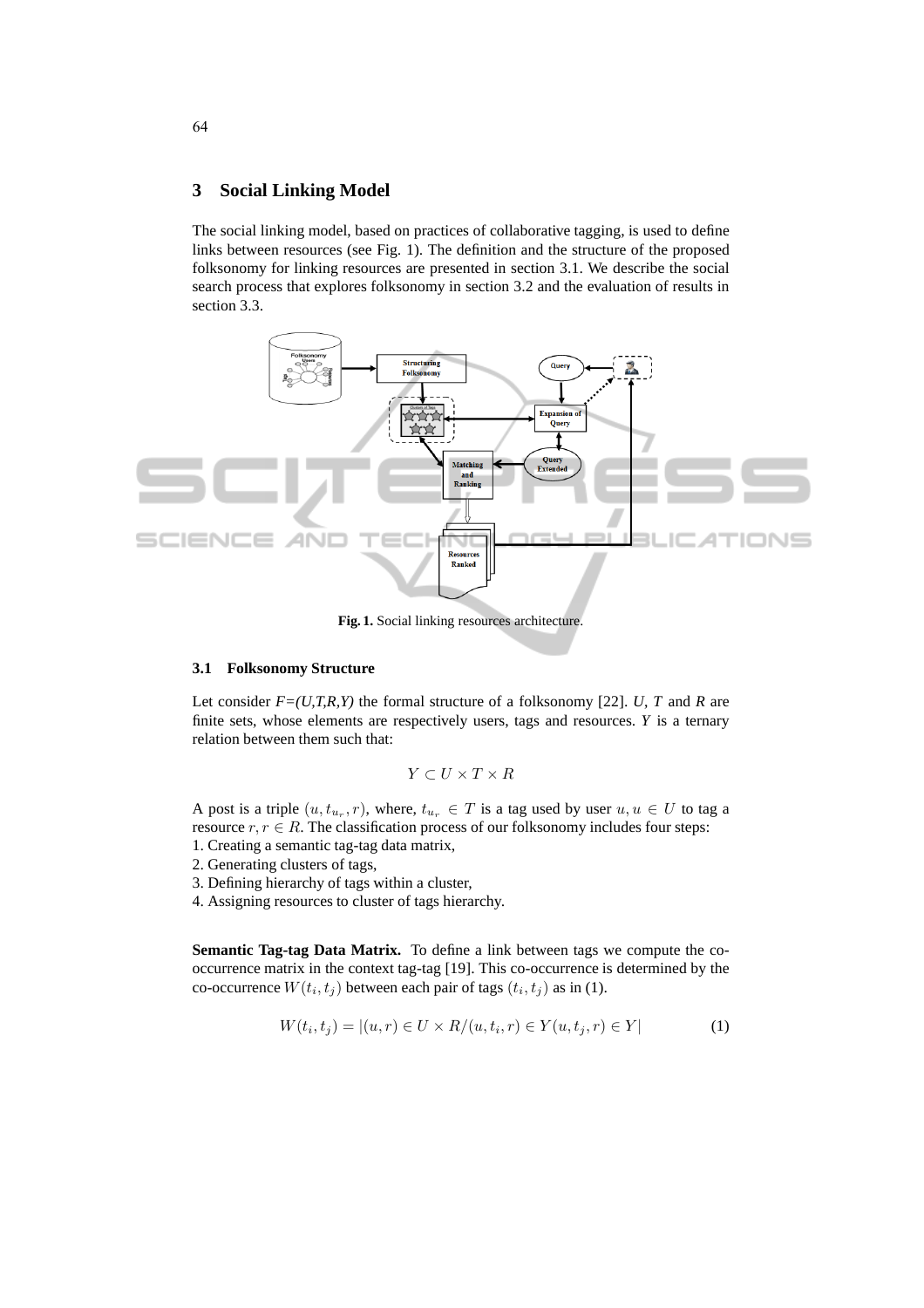## 3 Social Linking Model

The social linking model, based on practices of collaborative tagging, is used to define links between resources (see Fig. 1). The definition and the structure of the proposed folksonomy for linking resources are presented in section 3.1. We describe the social search process that explores folksonomy in section 3.2 and the evaluation of results in section 3.3.

**Fig. 1.** Social linking resources architecture.

### 3.1 Folksonomy Structure

Let consider *F=(U,T,R,Y)* the formal structure of a folksonomy [22]. *U*, *T* and *R* are finite sets, whose elements are respectively users, tags and resources. *Y* is a ternary relation between them such that:

$$Y \subset U \times T \times R$$

A post is a triple $(u, t_{u_r}, r)$, where, $t_{u_r} \in T$ is a tag used by user $u, u \in U$ to tag a resource $r, r \in R$. The classification process of our folksonomy includes four steps:
1. Creating a semantic tag-tag data matrix,
2. Generating clusters of tags,
3. Defining hierarchy of tags within a cluster,
4. Assigning resources to cluster of tags hierarchy.

**Semantic Tag-tag Data Matrix.** To define a link between tags we compute the co-occurrence matrix in the context tag-tag [19]. This co-occurrence is determined by the co-occurrence $W(t_i, t_j)$ between each pair of tags $(t_i, t_j)$ as in (1).

$$W(t_i, t_j) = |(u, r) \in U \times R / (u, t_i, r) \in Y (u, t_j, r) \in Y| \tag{1}$$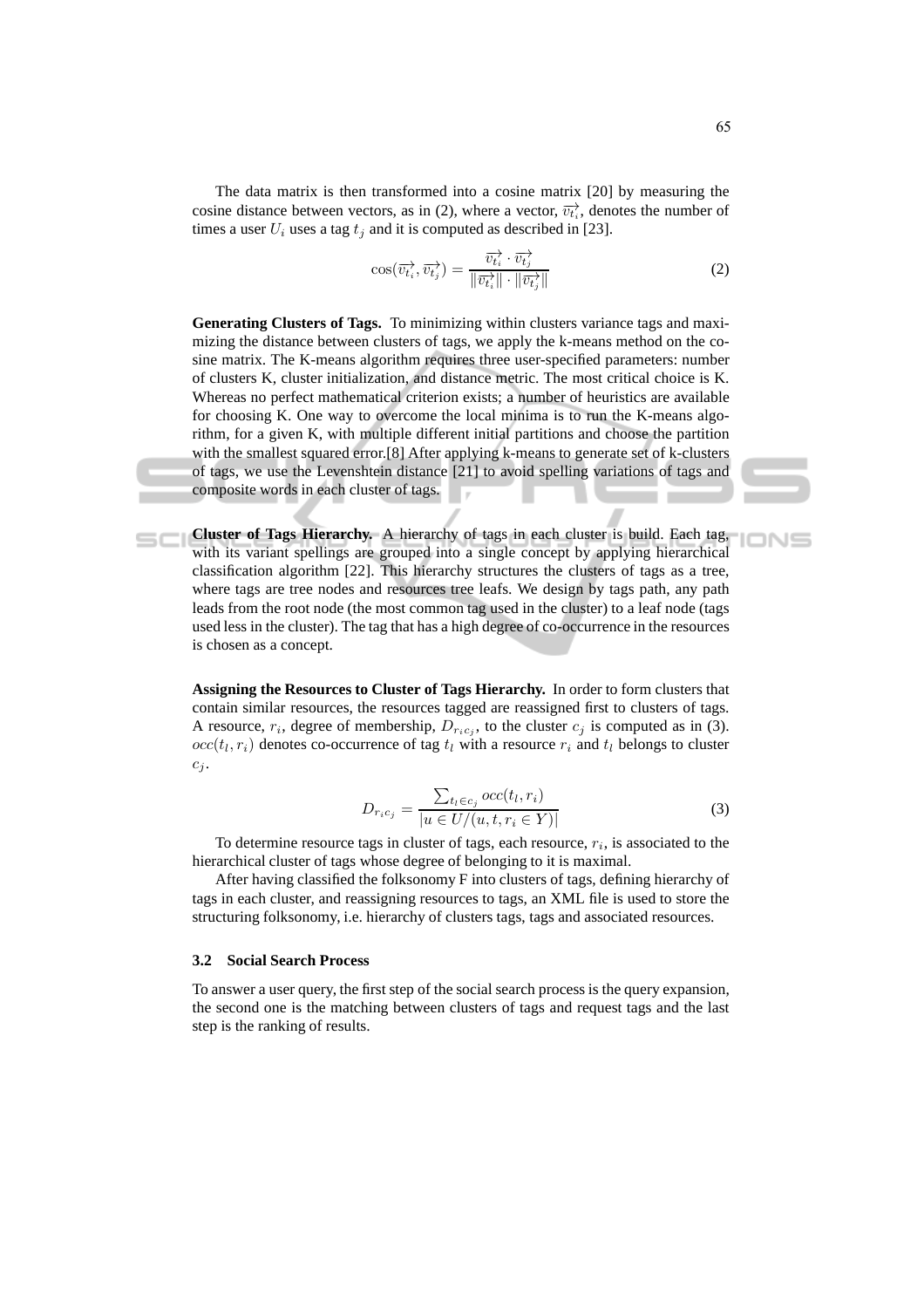The data matrix is then transformed into a cosine matrix [20] by measuring the cosine distance between vectors, as in (2), where a vector, $\overrightarrow{v_{t_i}}$, denotes the number of times a user $U_i$ uses a tag $t_j$ and it is computed as described in [23].

$$\cos(\overrightarrow{v_{t_i}}, \overrightarrow{v_{t_j}}) = \frac{\overrightarrow{v_{t_i}} \cdot \overrightarrow{v_{t_j}}}{\|\overrightarrow{v_{t_i}}\| \cdot \|\overrightarrow{v_{t_j}}\|} \tag{2}$$

**Generating Clusters of Tags.** To minimizing within clusters variance tags and maximizing the distance between clusters of tags, we apply the k-means method on the cosine matrix. The K-means algorithm requires three user-specified parameters: number of clusters K, cluster initialization, and distance metric. The most critical choice is K. Whereas no perfect mathematical criterion exists; a number of heuristics are available for choosing K. One way to overcome the local minima is to run the K-means algorithm, for a given K, with multiple different initial partitions and choose the partition with the smallest squared error.[8] After applying k-means to generate set of k-clusters of tags, we use the Levenshtein distance [21] to avoid spelling variations of tags and composite words in each cluster of tags.

**Cluster of Tags Hierarchy.** A hierarchy of tags in each cluster is build. Each tag, with its variant spellings are grouped into a single concept by applying hierarchical classification algorithm [22]. This hierarchy structures the clusters of tags as a tree, where tags are tree nodes and resources tree leafs. We design by tags path, any path leads from the root node (the most common tag used in the cluster) to a leaf node (tags used less in the cluster). The tag that has a high degree of co-occurrence in the resources is chosen as a concept.

**Assigning the Resources to Cluster of Tags Hierarchy.** In order to form clusters that contain similar resources, the resources tagged are reassigned first to clusters of tags. A resource, $r_i$, degree of membership, $D_{r_i c_j}$, to the cluster $c_j$ is computed as in (3). $occ(t_l, r_i)$ denotes co-occurrence of tag $t_l$ with a resource $r_i$ and $t_l$ belongs to cluster $c_j$.

$$D_{r_i c_j} = \frac{\sum_{t_l \in c_j} occ(t_l, r_i)}{|u \in U/(u, t, r_i \in Y)|} \tag{3}$$

To determine resource tags in cluster of tags, each resource, $r_i$, is associated to the hierarchical cluster of tags whose degree of belonging to it is maximal.

After having classified the folksonomy F into clusters of tags, defining hierarchy of tags in each cluster, and reassigning resources to tags, an XML file is used to store the structuring folksonomy, i.e. hierarchy of clusters tags, tags and associated resources.

### 3.2 Social Search Process

To answer a user query, the first step of the social search process is the query expansion, the second one is the matching between clusters of tags and request tags and the last step is the ranking of results.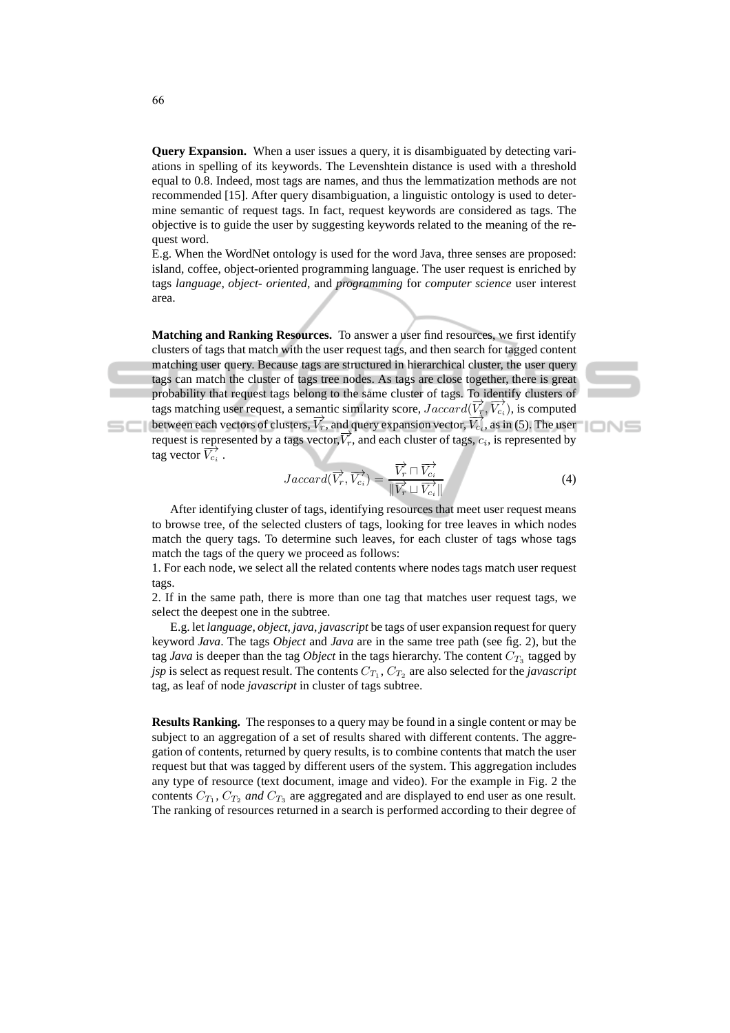**Query Expansion.** When a user issues a query, it is disambiguated by detecting variations in spelling of its keywords. The Levenshtein distance is used with a threshold equal to 0.8. Indeed, most tags are names, and thus the lemmatization methods are not recommended [15]. After query disambiguation, a linguistic ontology is used to determine semantic of request tags. In fact, request keywords are considered as tags. The objective is to guide the user by suggesting keywords related to the meaning of the request word.

E.g. When the WordNet ontology is used for the word Java, three senses are proposed: island, coffee, object-oriented programming language. The user request is enriched by tags *language*, *object- oriented*, and *programming* for *computer science* user interest area.

**Matching and Ranking Resources.** To answer a user find resources, we first identify clusters of tags that match with the user request tags, and then search for tagged content matching user query. Because tags are structured in hierarchical cluster, the user query tags can match the cluster of tags tree nodes. As tags are close together, there is great probability that request tags belong to the same cluster of tags. To identify clusters of tags matching user request, a semantic similarity score, $Jaccard(\overrightarrow{V_r}, \overrightarrow{V_{c_i}})$, is computed between each vectors of clusters, $\overrightarrow{V_r}$, and query expansion vector, $\overrightarrow{V_{c_i}}$, as in (5). The user request is represented by a tags vector,$\overrightarrow{V_r}$, and each cluster of tags, $c_i$, is represented by tag vector $\overrightarrow{V_{c_i}}$ .

$$Jaccard(\overrightarrow{V_r}, \overrightarrow{V_{c_i}}) = \frac{\overrightarrow{V_r} \sqcap \overrightarrow{V_{c_i}}}{\|\overrightarrow{V_r} \sqcup \overrightarrow{V_{c_i}}\|} \tag{4}$$

After identifying cluster of tags, identifying resources that meet user request means to browse tree, of the selected clusters of tags, looking for tree leaves in which nodes match the query tags. To determine such leaves, for each cluster of tags whose tags match the tags of the query we proceed as follows:

1. For each node, we select all the related contents where nodes tags match user request tags.
2. If in the same path, there is more than one tag that matches user request tags, we select the deepest one in the subtree.

E.g. let *language, object, java, javascript* be tags of user expansion request for query keyword *Java*. The tags *Object* and *Java* are in the same tree path (see fig. 2), but the tag *Java* is deeper than the tag *Object* in the tags hierarchy. The content $C_{T_3}$ tagged by *jsp* is select as request result. The contents $C_{T_1}$, $C_{T_2}$ are also selected for the *javascript* tag, as leaf of node *javascript* in cluster of tags subtree.

**Results Ranking.** The responses to a query may be found in a single content or may be subject to an aggregation of a set of results shared with different contents. The aggregation of contents, returned by query results, is to combine contents that match the user request but that was tagged by different users of the system. This aggregation includes any type of resource (text document, image and video). For the example in Fig. 2 the contents $C_{T_1}$, $C_{T_2}$ *and* $C_{T_3}$ are aggregated and are displayed to end user as one result. The ranking of resources returned in a search is performed according to their degree of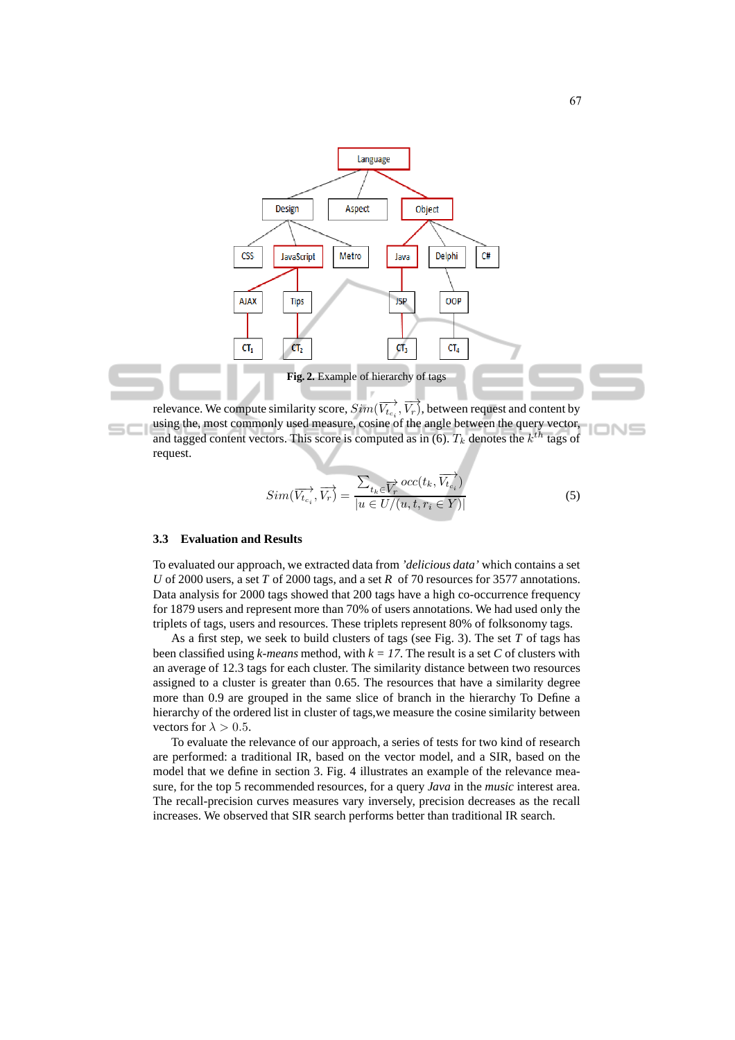**Fig. 2.** Example of hierarchy of tags

relevance. We compute similarity score, $Sim(\overrightarrow{V_{t_{c_i}}}, \overrightarrow{V_r})$, between request and content by using the, most commonly used measure, cosine of the angle between the query vector, and tagged content vectors. This score is computed as in (6). $T_k$ denotes the $k^{th}$ tags of request.

$$Sim(\overrightarrow{V_{t_{c_i}}}, \overrightarrow{V_r}) = \frac{\sum_{t_k \in \overrightarrow{V_r}} occ(t_k, \overrightarrow{V_{t_{c_i}}})}{|u \in U/(u,t,r_i \in Y)|} \tag{5}$$

### 3.3 Evaluation and Results

To evaluated our approach, we extracted data from *'delicious data'* which contains a set $U$ of 2000 users, a set $T$ of 2000 tags, and a set $R$ of 70 resources for 3577 annotations. Data analysis for 2000 tags showed that 200 tags have a high co-occurrence frequency for 1879 users and represent more than 70% of users annotations. We had used only the triplets of tags, users and resources. These triplets represent 80% of folksonomy tags.

As a first step, we seek to build clusters of tags (see Fig. 3). The set $T$ of tags has been classified using *k-means* method, with $k = 17$. The result is a set $C$ of clusters with an average of 12.3 tags for each cluster. The similarity distance between two resources assigned to a cluster is greater than 0.65. The resources that have a similarity degree more than 0.9 are grouped in the same slice of branch in the hierarchy To Define a hierarchy of the ordered list in cluster of tags,we measure the cosine similarity between vectors for $\lambda > 0.5$.

To evaluate the relevance of our approach, a series of tests for two kind of research are performed: a traditional IR, based on the vector model, and a SIR, based on the model that we define in section 3. Fig. 4 illustrates an example of the relevance measure, for the top 5 recommended resources, for a query *Java* in the *music* interest area. The recall-precision curves measures vary inversely, precision decreases as the recall increases. We observed that SIR search performs better than traditional IR search.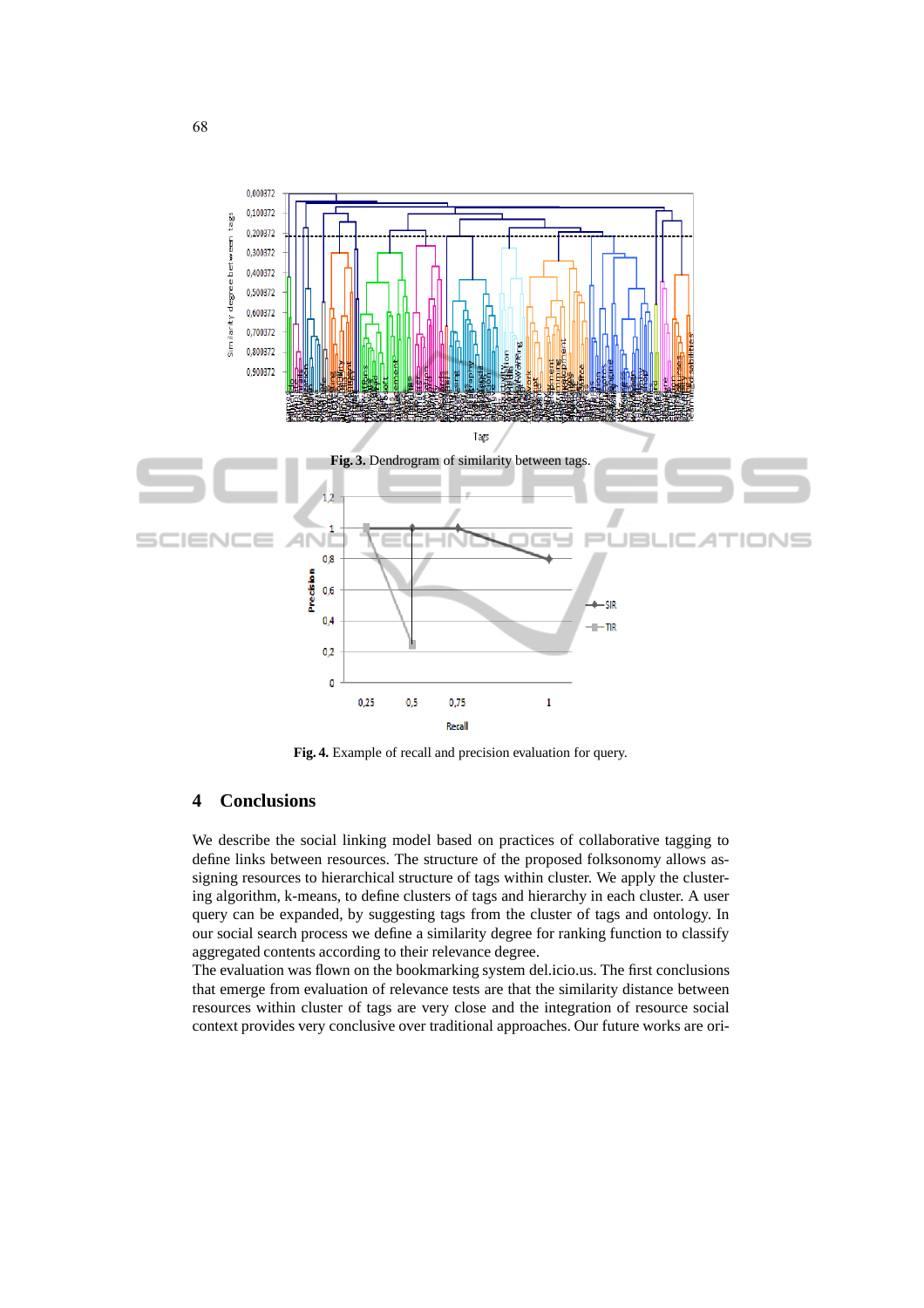Fig. 3. Dendrogram of similarity between tags.

Fig. 4. Example of recall and precision evaluation for query.

## 4 Conclusions

We describe the social linking model based on practices of collaborative tagging to define links between resources. The structure of the proposed folksonomy allows assigning resources to hierarchical structure of tags within cluster. We apply the clustering algorithm, k-means, to define clusters of tags and hierarchy in each cluster. A user query can be expanded, by suggesting tags from the cluster of tags and ontology. In our social search process we define a similarity degree for ranking function to classify aggregated contents according to their relevance degree.

The evaluation was flown on the bookmarking system del.icio.us. The first conclusions that emerge from evaluation of relevance tests are that the similarity distance between resources within cluster of tags are very close and the integration of resource social context provides very conclusive over traditional approaches. Our future works are ori-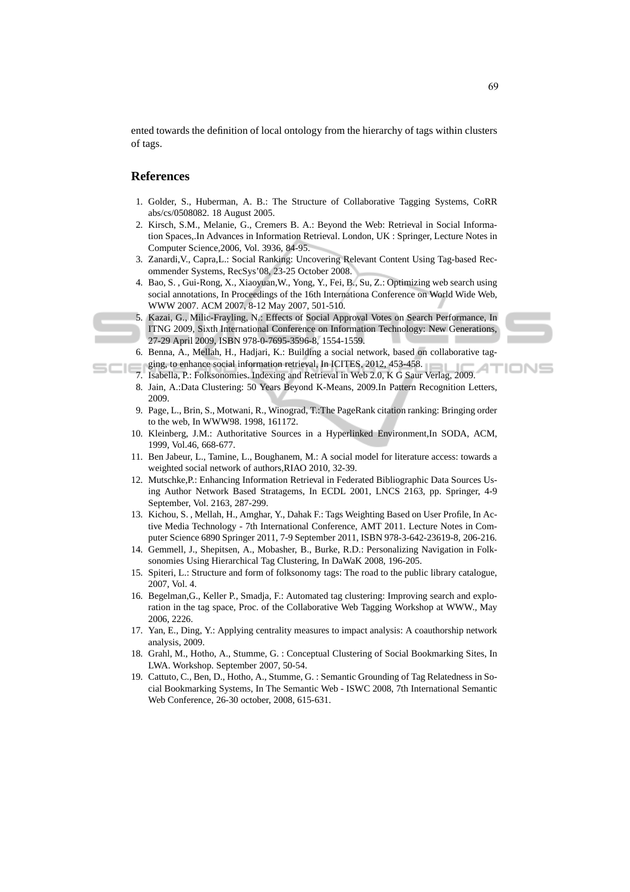ented towards the definition of local ontology from the hierarchy of tags within clusters of tags.

## References

1. Golder, S., Huberman, A. B.: The Structure of Collaborative Tagging Systems, CoRR abs/cs/0508082. 18 August 2005.
2. Kirsch, S.M., Melanie, G., Cremers B. A.: Beyond the Web: Retrieval in Social Information Spaces,.In Advances in Information Retrieval. London, UK : Springer, Lecture Notes in Computer Science,2006, Vol. 3936, 84-95.
3. Zanardi,V., Capra,L.: Social Ranking: Uncovering Relevant Content Using Tag-based Recommender Systems, RecSys'08, 23-25 October 2008.
4. Bao, S. , Gui-Rong, X., Xiaoyuan,W., Yong, Y., Fei, B., Su, Z.: Optimizing web search using social annotations, In Proceedings of the 16th Internationa Conference on World Wide Web, WWW 2007. ACM 2007, 8-12 May 2007, 501-510.
5. Kazai, G., Milic-Frayling, N.: Effects of Social Approval Votes on Search Performance, In ITNG 2009, Sixth International Conference on Information Technology: New Generations, 27-29 April 2009, ISBN 978-0-7695-3596-8, 1554-1559.
6. Benna, A., Mellah, H., Hadjari, K.: Building a social network, based on collaborative tagging, to enhance social information retrieval, In ICITES, 2012, 453-458.
7. Isabella, P.: Folksonomies. Indexing and Retrieval in Web 2.0, K G Saur Verlag, 2009.
8. Jain, A.:Data Clustering: 50 Years Beyond K-Means, 2009.In Pattern Recognition Letters, 2009.
9. Page, L., Brin, S., Motwani, R., Winograd, T.:The PageRank citation ranking: Bringing order to the web, In WWW98. 1998, 161172.
10. Kleinberg, J.M.: Authoritative Sources in a Hyperlinked Environment,In SODA, ACM, 1999, Vol.46, 668-677.
11. Ben Jabeur, L., Tamine, L., Boughanem, M.: A social model for literature access: towards a weighted social network of authors,RIAO 2010, 32-39.
12. Mutschke,P.: Enhancing Information Retrieval in Federated Bibliographic Data Sources Using Author Network Based Stratagems, In ECDL 2001, LNCS 2163, pp. Springer, 4-9 September, Vol. 2163, 287-299.
13. Kichou, S. , Mellah, H., Amghar, Y., Dahak F.: Tags Weighting Based on User Profile, In Active Media Technology - 7th International Conference, AMT 2011. Lecture Notes in Computer Science 6890 Springer 2011, 7-9 September 2011, ISBN 978-3-642-23619-8, 206-216.
14. Gemmell, J., Shepitsen, A., Mobasher, B., Burke, R.D.: Personalizing Navigation in Folksonomies Using Hierarchical Tag Clustering, In DaWaK 2008, 196-205.
15. Spiteri, L.: Structure and form of folksonomy tags: The road to the public library catalogue, 2007, Vol. 4.
16. Begelman,G., Keller P., Smadja, F.: Automated tag clustering: Improving search and exploration in the tag space, Proc. of the Collaborative Web Tagging Workshop at WWW., May 2006, 2226.
17. Yan, E., Ding, Y.: Applying centrality measures to impact analysis: A coauthorship network analysis, 2009.
18. Grahl, M., Hotho, A., Stumme, G. : Conceptual Clustering of Social Bookmarking Sites, In LWA. Workshop. September 2007, 50-54.
19. Cattuto, C., Ben, D., Hotho, A., Stumme, G. : Semantic Grounding of Tag Relatedness in Social Bookmarking Systems, In The Semantic Web - ISWC 2008, 7th International Semantic Web Conference, 26-30 october, 2008, 615-631.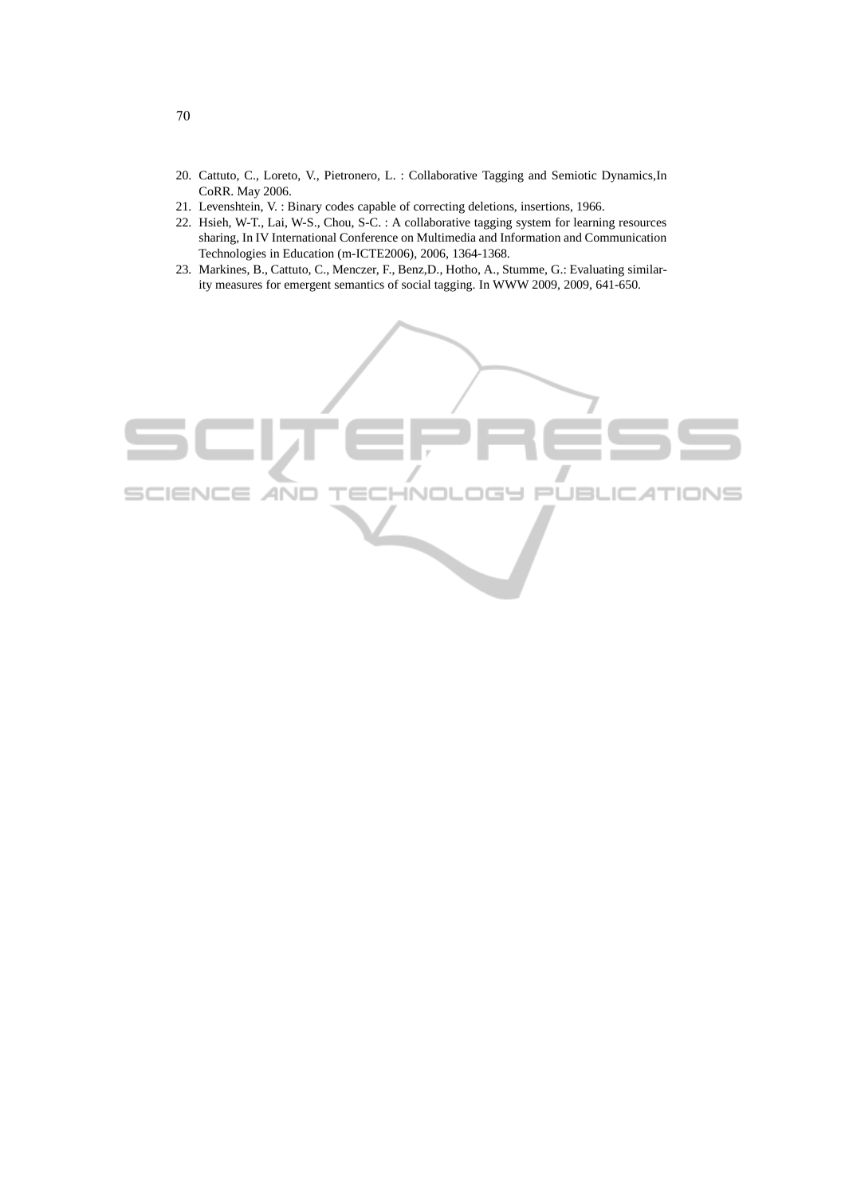20. Cattuto, C., Loreto, V., Pietronero, L. : Collaborative Tagging and Semiotic Dynamics,In CoRR. May 2006.
21. Levenshtein, V. : Binary codes capable of correcting deletions, insertions, 1966.
22. Hsieh, W-T., Lai, W-S., Chou, S-C. : A collaborative tagging system for learning resources sharing, In IV International Conference on Multimedia and Information and Communication Technologies in Education (m-ICTE2006), 2006, 1364-1368.
23. Markines, B., Cattuto, C., Menczer, F., Benz,D., Hotho, A., Stumme, G.: Evaluating similarity measures for emergent semantics of social tagging. In WWW 2009, 2009, 641-650.